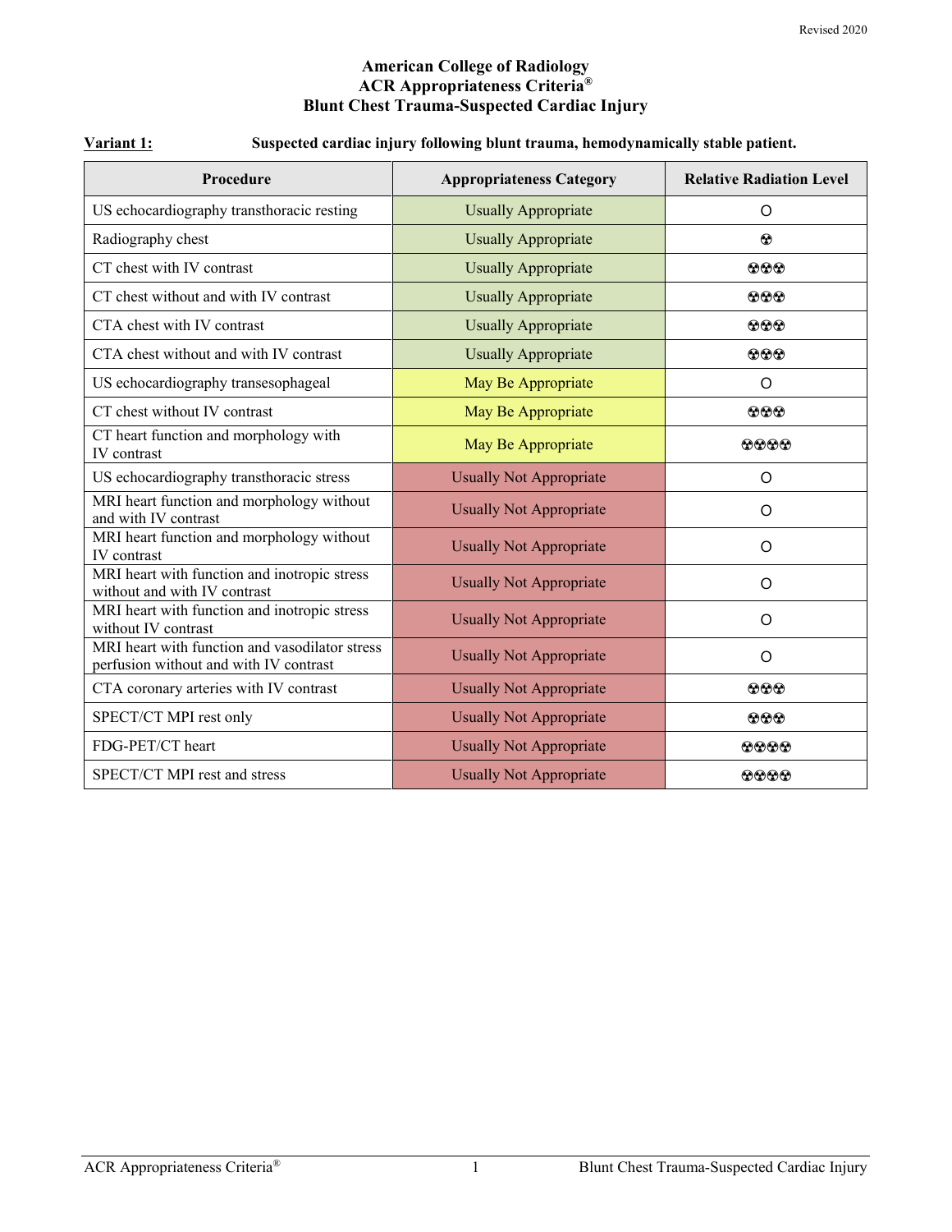Revised 2020

# American College of Radiology
# ACR Appropriateness Criteria®
# Blunt Chest Trauma-Suspected Cardiac Injury

**Variant 1:** **Suspected cardiac injury following blunt trauma, hemodynamically stable patient.**

| Procedure | Appropriateness Category | Relative Radiation Level |
|---|---|---|
| US echocardiography transthoracic resting | Usually Appropriate | O |
| Radiography chest | Usually Appropriate | ☢ |
| CT chest with IV contrast | Usually Appropriate | ☢☢☢ |
| CT chest without and with IV contrast | Usually Appropriate | ☢☢☢ |
| CTA chest with IV contrast | Usually Appropriate | ☢☢☢ |
| CTA chest without and with IV contrast | Usually Appropriate | ☢☢☢ |
| US echocardiography transesophageal | May Be Appropriate | O |
| CT chest without IV contrast | May Be Appropriate | ☢☢☢ |
| CT heart function and morphology with IV contrast | May Be Appropriate | ☢☢☢☢ |
| US echocardiography transthoracic stress | Usually Not Appropriate | O |
| MRI heart function and morphology without and with IV contrast | Usually Not Appropriate | O |
| MRI heart function and morphology without IV contrast | Usually Not Appropriate | O |
| MRI heart with function and inotropic stress without and with IV contrast | Usually Not Appropriate | O |
| MRI heart with function and inotropic stress without IV contrast | Usually Not Appropriate | O |
| MRI heart with function and vasodilator stress perfusion without and with IV contrast | Usually Not Appropriate | O |
| CTA coronary arteries with IV contrast | Usually Not Appropriate | ☢☢☢ |
| SPECT/CT MPI rest only | Usually Not Appropriate | ☢☢☢ |
| FDG-PET/CT heart | Usually Not Appropriate | ☢☢☢☢ |
| SPECT/CT MPI rest and stress | Usually Not Appropriate | ☢☢☢☢ |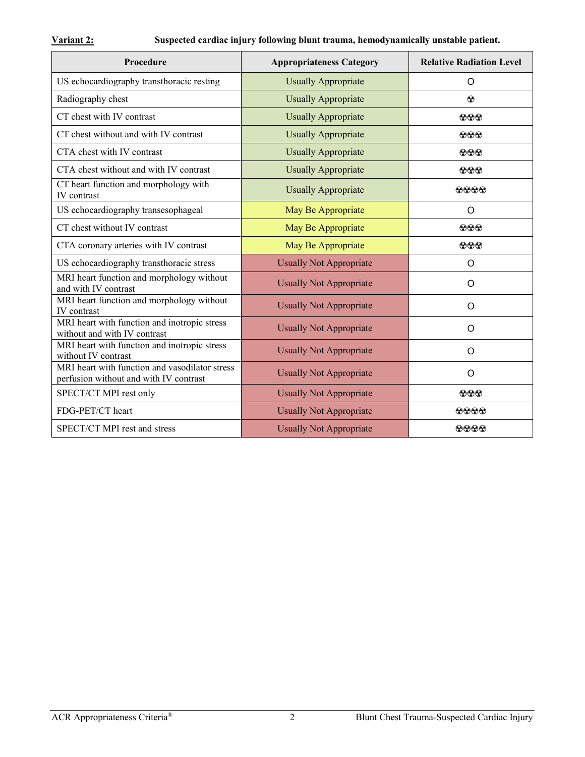**Variant 2:** **Suspected cardiac injury following blunt trauma, hemodynamically unstable patient.**

| Procedure | Appropriateness Category | Relative Radiation Level |
|---|---|---|
| US echocardiography transthoracic resting | Usually Appropriate | O |
| Radiography chest | Usually Appropriate | ☢ |
| CT chest with IV contrast | Usually Appropriate | ☢☢☢ |
| CT chest without and with IV contrast | Usually Appropriate | ☢☢☢ |
| CTA chest with IV contrast | Usually Appropriate | ☢☢☢ |
| CTA chest without and with IV contrast | Usually Appropriate | ☢☢☢ |
| CT heart function and morphology with IV contrast | Usually Appropriate | ☢☢☢☢ |
| US echocardiography transesophageal | May Be Appropriate | O |
| CT chest without IV contrast | May Be Appropriate | ☢☢☢ |
| CTA coronary arteries with IV contrast | May Be Appropriate | ☢☢☢ |
| US echocardiography transthoracic stress | Usually Not Appropriate | O |
| MRI heart function and morphology without and with IV contrast | Usually Not Appropriate | O |
| MRI heart function and morphology without IV contrast | Usually Not Appropriate | O |
| MRI heart with function and inotropic stress without and with IV contrast | Usually Not Appropriate | O |
| MRI heart with function and inotropic stress without IV contrast | Usually Not Appropriate | O |
| MRI heart with function and vasodilator stress perfusion without and with IV contrast | Usually Not Appropriate | O |
| SPECT/CT MPI rest only | Usually Not Appropriate | ☢☢☢ |
| FDG-PET/CT heart | Usually Not Appropriate | ☢☢☢☢ |
| SPECT/CT MPI rest and stress | Usually Not Appropriate | ☢☢☢☢ |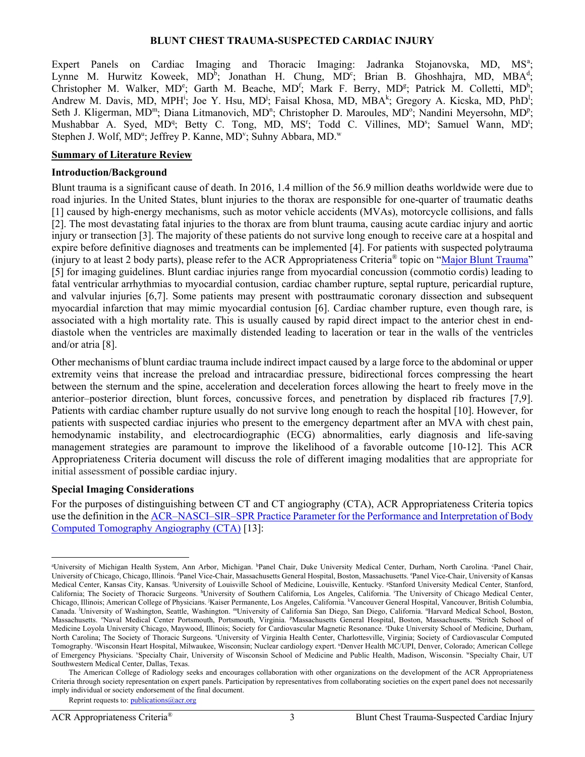**BLUNT CHEST TRAUMA-SUSPECTED CARDIAC INJURY**

Expert Panels on Cardiac Imaging and Thoracic Imaging: Jadranka Stojanovska, MD, MS[a]; Lynne M. Hurwitz Koweek, MD[b]; Jonathan H. Chung, MD[c]; Brian B. Ghoshhajra, MD, MBA[d]; Christopher M. Walker, MD[e]; Garth M. Beache, MD[f]; Mark F. Berry, MD[g]; Patrick M. Colletti, MD[h]; Andrew M. Davis, MD, MPH[i]; Joe Y. Hsu, MD[j]; Faisal Khosa, MD, MBA[k]; Gregory A. Kicska, MD, PhD[l]; Seth J. Kligerman, MD[m]; Diana Litmanovich, MD[n]; Christopher D. Maroules, MD[o]; Nandini Meyersohn, MD[p]; Mushabbar A. Syed, MD[q]; Betty C. Tong, MD, MS[r]; Todd C. Villines, MD[s]; Samuel Wann, MD[t]; Stephen J. Wolf, MD[u]; Jeffrey P. Kanne, MD[v]; Suhny Abbara, MD.[w]

## Summary of Literature Review

### Introduction/Background

Blunt trauma is a significant cause of death. In 2016, 1.4 million of the 56.9 million deaths worldwide were due to road injuries. In the United States, blunt injuries to the thorax are responsible for one-quarter of traumatic deaths [1] caused by high-energy mechanisms, such as motor vehicle accidents (MVAs), motorcycle collisions, and falls [2]. The most devastating fatal injuries to the thorax are from blunt trauma, causing acute cardiac injury and aortic injury or transection [3]. The majority of these patients do not survive long enough to receive care at a hospital and expire before definitive diagnoses and treatments can be implemented [4]. For patients with suspected polytrauma (injury to at least 2 body parts), please refer to the ACR Appropriateness Criteria® topic on "Major Blunt Trauma" [5] for imaging guidelines. Blunt cardiac injuries range from myocardial concussion (commotio cordis) leading to fatal ventricular arrhythmias to myocardial contusion, cardiac chamber rupture, septal rupture, pericardial rupture, and valvular injuries [6,7]. Some patients may present with posttraumatic coronary dissection and subsequent myocardial infarction that may mimic myocardial contusion [6]. Cardiac chamber rupture, even though rare, is associated with a high mortality rate. This is usually caused by rapid direct impact to the anterior chest in end-diastole when the ventricles are maximally distended leading to laceration or tear in the walls of the ventricles and/or atria [8].

Other mechanisms of blunt cardiac trauma include indirect impact caused by a large force to the abdominal or upper extremity veins that increase the preload and intracardiac pressure, bidirectional forces compressing the heart between the sternum and the spine, acceleration and deceleration forces allowing the heart to freely move in the anterior–posterior direction, blunt forces, concussive forces, and penetration by displaced rib fractures [7,9]. Patients with cardiac chamber rupture usually do not survive long enough to reach the hospital [10]. However, for patients with suspected cardiac injuries who present to the emergency department after an MVA with chest pain, hemodynamic instability, and electrocardiographic (ECG) abnormalities, early diagnosis and life-saving management strategies are paramount to improve the likelihood of a favorable outcome [10-12]. This ACR Appropriateness Criteria document will discuss the role of different imaging modalities that are appropriate for initial assessment of possible cardiac injury.

### Special Imaging Considerations

For the purposes of distinguishing between CT and CT angiography (CTA), ACR Appropriateness Criteria topics use the definition in the ACR–NASCI–SIR–SPR Practice Parameter for the Performance and Interpretation of Body Computed Tomography Angiography (CTA) [13]:

---

[a]University of Michigan Health System, Ann Arbor, Michigan. [b]Panel Chair, Duke University Medical Center, Durham, North Carolina. [c]Panel Chair, University of Chicago, Chicago, Illinois. [d]Panel Vice-Chair, Massachusetts General Hospital, Boston, Massachusetts. [e]Panel Vice-Chair, University of Kansas Medical Center, Kansas City, Kansas. [f]University of Louisville School of Medicine, Louisville, Kentucky. [g]Stanford University Medical Center, Stanford, California; The Society of Thoracic Surgeons. [h]University of Southern California, Los Angeles, California. [i]The University of Chicago Medical Center, Chicago, Illinois; American College of Physicians. [j]Kaiser Permanente, Los Angeles, California. [k]Vancouver General Hospital, Vancouver, British Columbia, Canada. [l]University of Washington, Seattle, Washington. [m]University of California San Diego, San Diego, California. [n]Harvard Medical School, Boston, Massachusetts. [o]Naval Medical Center Portsmouth, Portsmouth, Virginia. [p]Massachusetts General Hospital, Boston, Massachusetts. [q]Stritch School of Medicine Loyola University Chicago, Maywood, Illinois; Society for Cardiovascular Magnetic Resonance. [r]Duke University School of Medicine, Durham, North Carolina; The Society of Thoracic Surgeons. [s]University of Virginia Health Center, Charlottesville, Virginia; Society of Cardiovascular Computed Tomography. [t]Wisconsin Heart Hospital, Milwaukee, Wisconsin; Nuclear cardiology expert. [u]Denver Health MC/UPI, Denver, Colorado; American College of Emergency Physicians. [v]Specialty Chair, University of Wisconsin School of Medicine and Public Health, Madison, Wisconsin. [w]Specialty Chair, UT Southwestern Medical Center, Dallas, Texas.

The American College of Radiology seeks and encourages collaboration with other organizations on the development of the ACR Appropriateness Criteria through society representation on expert panels. Participation by representatives from collaborating societies on the expert panel does not necessarily imply individual or society endorsement of the final document.

Reprint requests to: publications@acr.org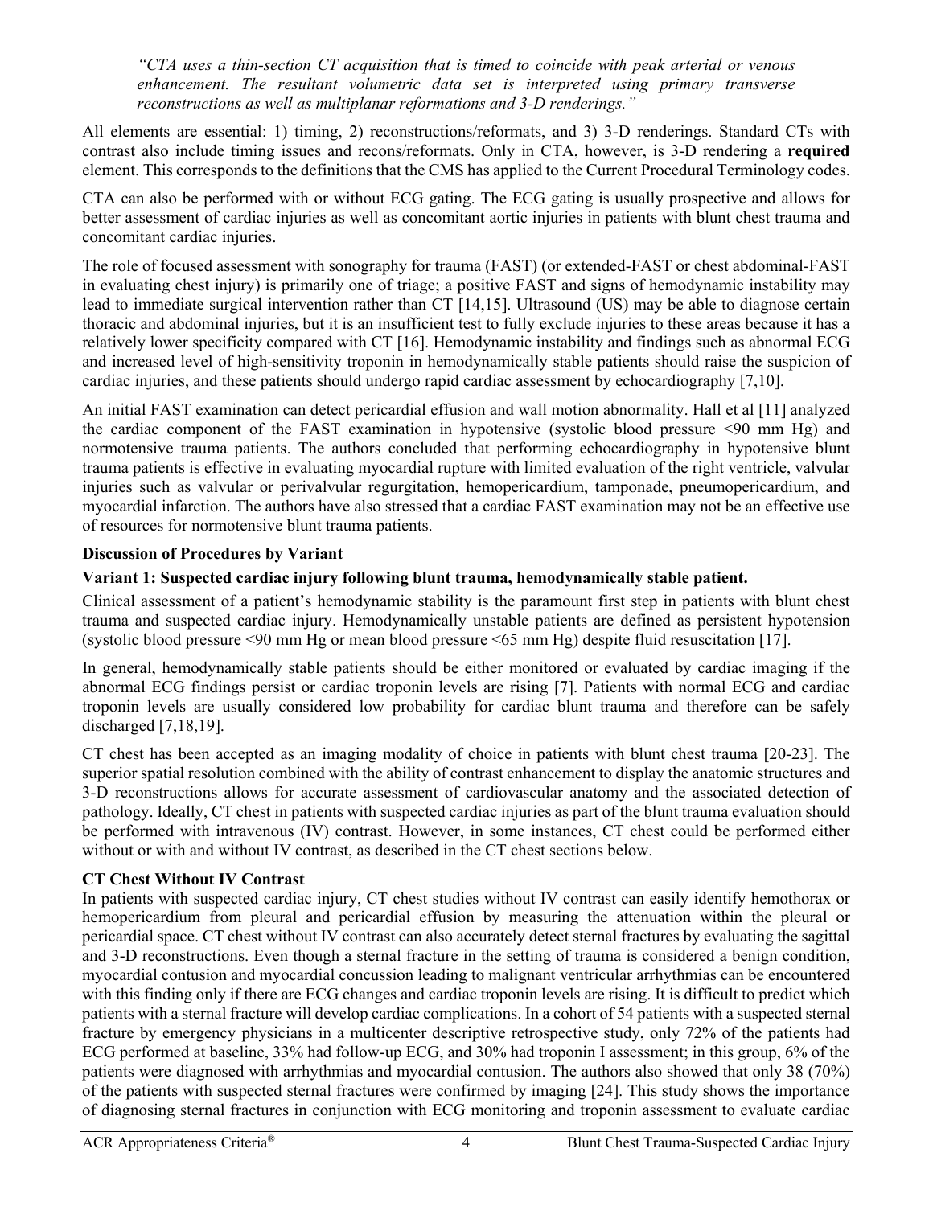*"CTA uses a thin-section CT acquisition that is timed to coincide with peak arterial or venous enhancement. The resultant volumetric data set is interpreted using primary transverse reconstructions as well as multiplanar reformations and 3-D renderings."*

All elements are essential: 1) timing, 2) reconstructions/reformats, and 3) 3-D renderings. Standard CTs with contrast also include timing issues and recons/reformats. Only in CTA, however, is 3-D rendering a **required** element. This corresponds to the definitions that the CMS has applied to the Current Procedural Terminology codes.

CTA can also be performed with or without ECG gating. The ECG gating is usually prospective and allows for better assessment of cardiac injuries as well as concomitant aortic injuries in patients with blunt chest trauma and concomitant cardiac injuries.

The role of focused assessment with sonography for trauma (FAST) (or extended-FAST or chest abdominal-FAST in evaluating chest injury) is primarily one of triage; a positive FAST and signs of hemodynamic instability may lead to immediate surgical intervention rather than CT [14,15]. Ultrasound (US) may be able to diagnose certain thoracic and abdominal injuries, but it is an insufficient test to fully exclude injuries to these areas because it has a relatively lower specificity compared with CT [16]. Hemodynamic instability and findings such as abnormal ECG and increased level of high-sensitivity troponin in hemodynamically stable patients should raise the suspicion of cardiac injuries, and these patients should undergo rapid cardiac assessment by echocardiography [7,10].

An initial FAST examination can detect pericardial effusion and wall motion abnormality. Hall et al [11] analyzed the cardiac component of the FAST examination in hypotensive (systolic blood pressure <90 mm Hg) and normotensive trauma patients. The authors concluded that performing echocardiography in hypotensive blunt trauma patients is effective in evaluating myocardial rupture with limited evaluation of the right ventricle, valvular injuries such as valvular or perivalvular regurgitation, hemopericardium, tamponade, pneumopericardium, and myocardial infarction. The authors have also stressed that a cardiac FAST examination may not be an effective use of resources for normotensive blunt trauma patients.

### Discussion of Procedures by Variant

### Variant 1: Suspected cardiac injury following blunt trauma, hemodynamically stable patient.

Clinical assessment of a patient's hemodynamic stability is the paramount first step in patients with blunt chest trauma and suspected cardiac injury. Hemodynamically unstable patients are defined as persistent hypotension (systolic blood pressure <90 mm Hg or mean blood pressure <65 mm Hg) despite fluid resuscitation [17].

In general, hemodynamically stable patients should be either monitored or evaluated by cardiac imaging if the abnormal ECG findings persist or cardiac troponin levels are rising [7]. Patients with normal ECG and cardiac troponin levels are usually considered low probability for cardiac blunt trauma and therefore can be safely discharged [7,18,19].

CT chest has been accepted as an imaging modality of choice in patients with blunt chest trauma [20-23]. The superior spatial resolution combined with the ability of contrast enhancement to display the anatomic structures and 3-D reconstructions allows for accurate assessment of cardiovascular anatomy and the associated detection of pathology. Ideally, CT chest in patients with suspected cardiac injuries as part of the blunt trauma evaluation should be performed with intravenous (IV) contrast. However, in some instances, CT chest could be performed either without or with and without IV contrast, as described in the CT chest sections below.

### CT Chest Without IV Contrast

In patients with suspected cardiac injury, CT chest studies without IV contrast can easily identify hemothorax or hemopericardium from pleural and pericardial effusion by measuring the attenuation within the pleural or pericardial space. CT chest without IV contrast can also accurately detect sternal fractures by evaluating the sagittal and 3-D reconstructions. Even though a sternal fracture in the setting of trauma is considered a benign condition, myocardial contusion and myocardial concussion leading to malignant ventricular arrhythmias can be encountered with this finding only if there are ECG changes and cardiac troponin levels are rising. It is difficult to predict which patients with a sternal fracture will develop cardiac complications. In a cohort of 54 patients with a suspected sternal fracture by emergency physicians in a multicenter descriptive retrospective study, only 72% of the patients had ECG performed at baseline, 33% had follow-up ECG, and 30% had troponin I assessment; in this group, 6% of the patients were diagnosed with arrhythmias and myocardial contusion. The authors also showed that only 38 (70%) of the patients with suspected sternal fractures were confirmed by imaging [24]. This study shows the importance of diagnosing sternal fractures in conjunction with ECG monitoring and troponin assessment to evaluate cardiac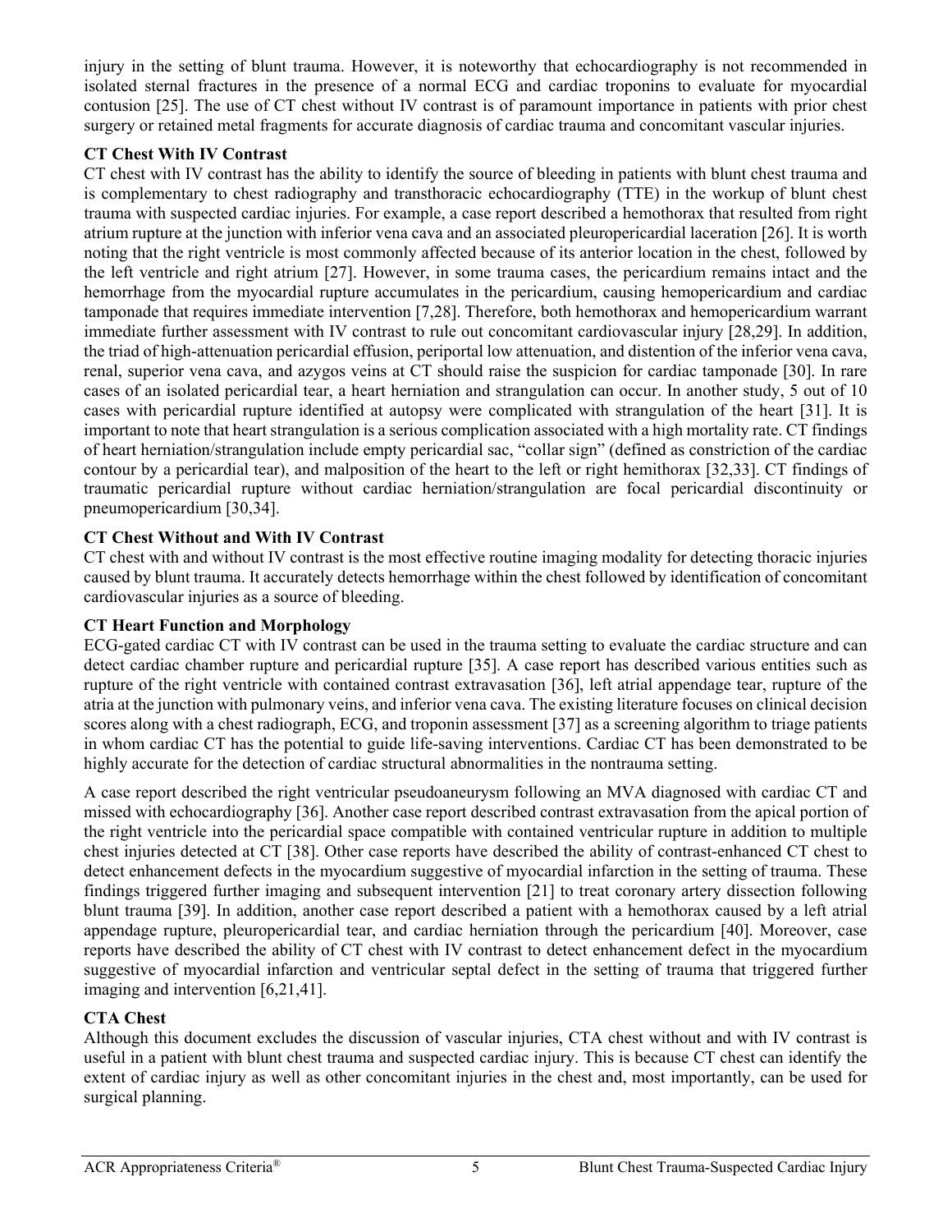injury in the setting of blunt trauma. However, it is noteworthy that echocardiography is not recommended in isolated sternal fractures in the presence of a normal ECG and cardiac troponins to evaluate for myocardial contusion [25]. The use of CT chest without IV contrast is of paramount importance in patients with prior chest surgery or retained metal fragments for accurate diagnosis of cardiac trauma and concomitant vascular injuries.

**CT Chest With IV Contrast**

CT chest with IV contrast has the ability to identify the source of bleeding in patients with blunt chest trauma and is complementary to chest radiography and transthoracic echocardiography (TTE) in the workup of blunt chest trauma with suspected cardiac injuries. For example, a case report described a hemothorax that resulted from right atrium rupture at the junction with inferior vena cava and an associated pleuropericardial laceration [26]. It is worth noting that the right ventricle is most commonly affected because of its anterior location in the chest, followed by the left ventricle and right atrium [27]. However, in some trauma cases, the pericardium remains intact and the hemorrhage from the myocardial rupture accumulates in the pericardium, causing hemopericardium and cardiac tamponade that requires immediate intervention [7,28]. Therefore, both hemothorax and hemopericardium warrant immediate further assessment with IV contrast to rule out concomitant cardiovascular injury [28,29]. In addition, the triad of high-attenuation pericardial effusion, periportal low attenuation, and distention of the inferior vena cava, renal, superior vena cava, and azygos veins at CT should raise the suspicion for cardiac tamponade [30]. In rare cases of an isolated pericardial tear, a heart herniation and strangulation can occur. In another study, 5 out of 10 cases with pericardial rupture identified at autopsy were complicated with strangulation of the heart [31]. It is important to note that heart strangulation is a serious complication associated with a high mortality rate. CT findings of heart herniation/strangulation include empty pericardial sac, "collar sign" (defined as constriction of the cardiac contour by a pericardial tear), and malposition of the heart to the left or right hemithorax [32,33]. CT findings of traumatic pericardial rupture without cardiac herniation/strangulation are focal pericardial discontinuity or pneumopericardium [30,34].

**CT Chest Without and With IV Contrast**

CT chest with and without IV contrast is the most effective routine imaging modality for detecting thoracic injuries caused by blunt trauma. It accurately detects hemorrhage within the chest followed by identification of concomitant cardiovascular injuries as a source of bleeding.

**CT Heart Function and Morphology**

ECG-gated cardiac CT with IV contrast can be used in the trauma setting to evaluate the cardiac structure and can detect cardiac chamber rupture and pericardial rupture [35]. A case report has described various entities such as rupture of the right ventricle with contained contrast extravasation [36], left atrial appendage tear, rupture of the atria at the junction with pulmonary veins, and inferior vena cava. The existing literature focuses on clinical decision scores along with a chest radiograph, ECG, and troponin assessment [37] as a screening algorithm to triage patients in whom cardiac CT has the potential to guide life-saving interventions. Cardiac CT has been demonstrated to be highly accurate for the detection of cardiac structural abnormalities in the nontrauma setting.

A case report described the right ventricular pseudoaneurysm following an MVA diagnosed with cardiac CT and missed with echocardiography [36]. Another case report described contrast extravasation from the apical portion of the right ventricle into the pericardial space compatible with contained ventricular rupture in addition to multiple chest injuries detected at CT [38]. Other case reports have described the ability of contrast-enhanced CT chest to detect enhancement defects in the myocardium suggestive of myocardial infarction in the setting of trauma. These findings triggered further imaging and subsequent intervention [21] to treat coronary artery dissection following blunt trauma [39]. In addition, another case report described a patient with a hemothorax caused by a left atrial appendage rupture, pleuropericardial tear, and cardiac herniation through the pericardium [40]. Moreover, case reports have described the ability of CT chest with IV contrast to detect enhancement defect in the myocardium suggestive of myocardial infarction and ventricular septal defect in the setting of trauma that triggered further imaging and intervention [6,21,41].

**CTA Chest**

Although this document excludes the discussion of vascular injuries, CTA chest without and with IV contrast is useful in a patient with blunt chest trauma and suspected cardiac injury. This is because CT chest can identify the extent of cardiac injury as well as other concomitant injuries in the chest and, most importantly, can be used for surgical planning.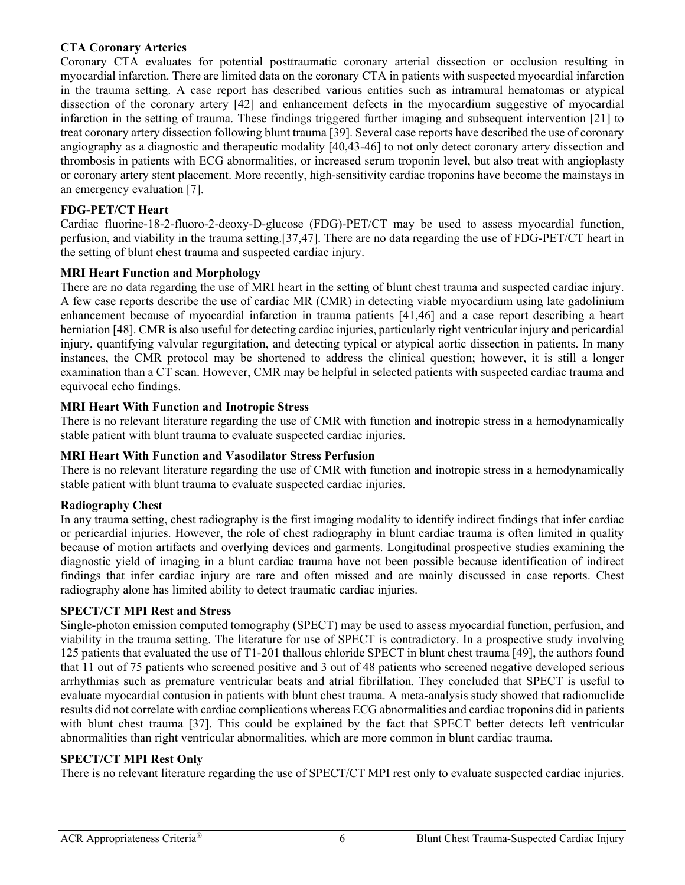### CTA Coronary Arteries

Coronary CTA evaluates for potential posttraumatic coronary arterial dissection or occlusion resulting in myocardial infarction. There are limited data on the coronary CTA in patients with suspected myocardial infarction in the trauma setting. A case report has described various entities such as intramural hematomas or atypical dissection of the coronary artery [42] and enhancement defects in the myocardium suggestive of myocardial infarction in the setting of trauma. These findings triggered further imaging and subsequent intervention [21] to treat coronary artery dissection following blunt trauma [39]. Several case reports have described the use of coronary angiography as a diagnostic and therapeutic modality [40,43-46] to not only detect coronary artery dissection and thrombosis in patients with ECG abnormalities, or increased serum troponin level, but also treat with angioplasty or coronary artery stent placement. More recently, high-sensitivity cardiac troponins have become the mainstays in an emergency evaluation [7].

### FDG-PET/CT Heart

Cardiac fluorine-18-2-fluoro-2-deoxy-D-glucose (FDG)-PET/CT may be used to assess myocardial function, perfusion, and viability in the trauma setting.[37,47]. There are no data regarding the use of FDG-PET/CT heart in the setting of blunt chest trauma and suspected cardiac injury.

### MRI Heart Function and Morphology

There are no data regarding the use of MRI heart in the setting of blunt chest trauma and suspected cardiac injury. A few case reports describe the use of cardiac MR (CMR) in detecting viable myocardium using late gadolinium enhancement because of myocardial infarction in trauma patients [41,46] and a case report describing a heart herniation [48]. CMR is also useful for detecting cardiac injuries, particularly right ventricular injury and pericardial injury, quantifying valvular regurgitation, and detecting typical or atypical aortic dissection in patients. In many instances, the CMR protocol may be shortened to address the clinical question; however, it is still a longer examination than a CT scan. However, CMR may be helpful in selected patients with suspected cardiac trauma and equivocal echo findings.

### MRI Heart With Function and Inotropic Stress

There is no relevant literature regarding the use of CMR with function and inotropic stress in a hemodynamically stable patient with blunt trauma to evaluate suspected cardiac injuries.

### MRI Heart With Function and Vasodilator Stress Perfusion

There is no relevant literature regarding the use of CMR with function and inotropic stress in a hemodynamically stable patient with blunt trauma to evaluate suspected cardiac injuries.

### Radiography Chest

In any trauma setting, chest radiography is the first imaging modality to identify indirect findings that infer cardiac or pericardial injuries. However, the role of chest radiography in blunt cardiac trauma is often limited in quality because of motion artifacts and overlying devices and garments. Longitudinal prospective studies examining the diagnostic yield of imaging in a blunt cardiac trauma have not been possible because identification of indirect findings that infer cardiac injury are rare and often missed and are mainly discussed in case reports. Chest radiography alone has limited ability to detect traumatic cardiac injuries.

### SPECT/CT MPI Rest and Stress

Single-photon emission computed tomography (SPECT) may be used to assess myocardial function, perfusion, and viability in the trauma setting. The literature for use of SPECT is contradictory. In a prospective study involving 125 patients that evaluated the use of T1-201 thallous chloride SPECT in blunt chest trauma [49], the authors found that 11 out of 75 patients who screened positive and 3 out of 48 patients who screened negative developed serious arrhythmias such as premature ventricular beats and atrial fibrillation. They concluded that SPECT is useful to evaluate myocardial contusion in patients with blunt chest trauma. A meta-analysis study showed that radionuclide results did not correlate with cardiac complications whereas ECG abnormalities and cardiac troponins did in patients with blunt chest trauma [37]. This could be explained by the fact that SPECT better detects left ventricular abnormalities than right ventricular abnormalities, which are more common in blunt cardiac trauma.

### SPECT/CT MPI Rest Only

There is no relevant literature regarding the use of SPECT/CT MPI rest only to evaluate suspected cardiac injuries.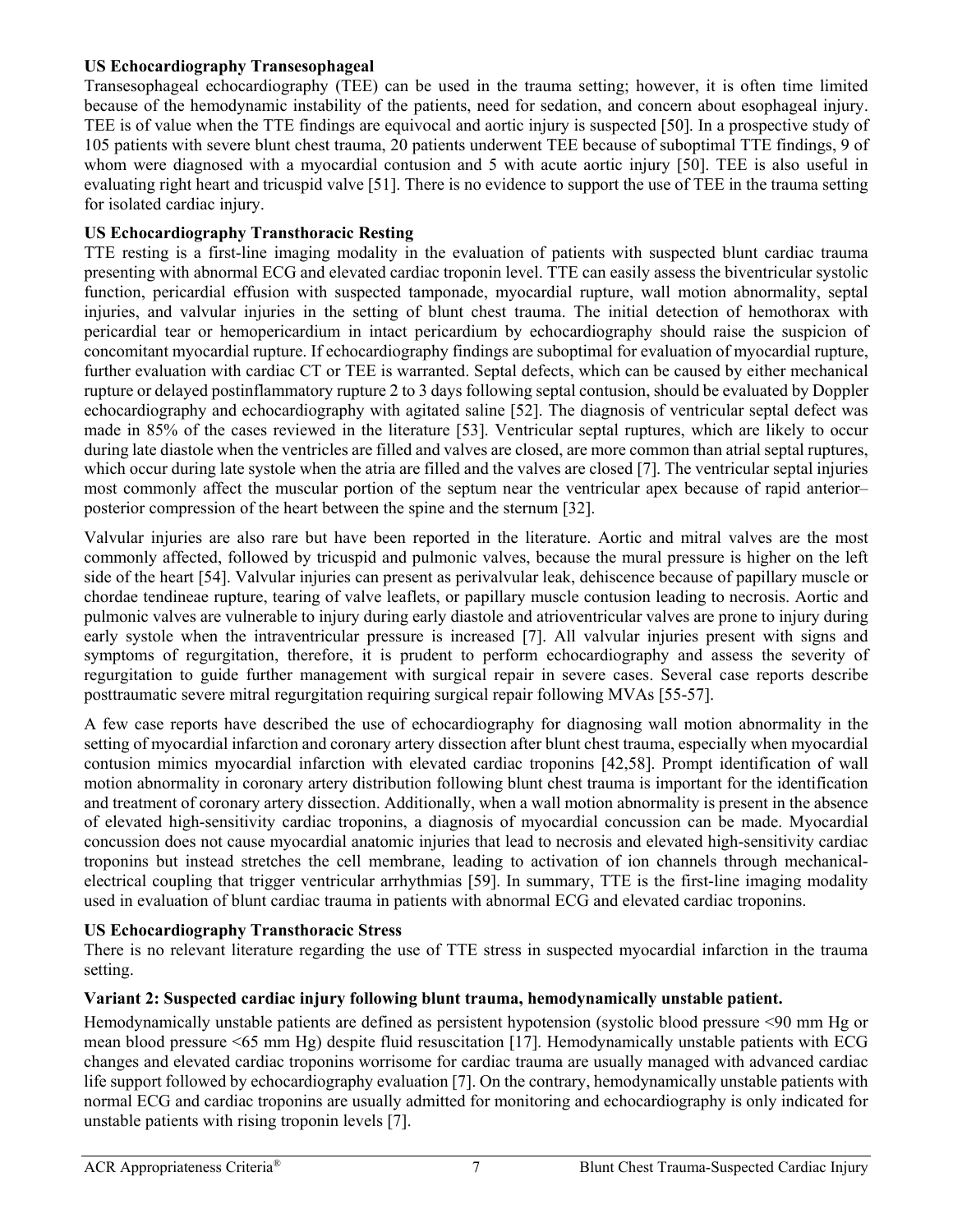**US Echocardiography Transesophageal**

Transesophageal echocardiography (TEE) can be used in the trauma setting; however, it is often time limited because of the hemodynamic instability of the patients, need for sedation, and concern about esophageal injury. TEE is of value when the TTE findings are equivocal and aortic injury is suspected [50]. In a prospective study of 105 patients with severe blunt chest trauma, 20 patients underwent TEE because of suboptimal TTE findings, 9 of whom were diagnosed with a myocardial contusion and 5 with acute aortic injury [50]. TEE is also useful in evaluating right heart and tricuspid valve [51]. There is no evidence to support the use of TEE in the trauma setting for isolated cardiac injury.

**US Echocardiography Transthoracic Resting**

TTE resting is a first-line imaging modality in the evaluation of patients with suspected blunt cardiac trauma presenting with abnormal ECG and elevated cardiac troponin level. TTE can easily assess the biventricular systolic function, pericardial effusion with suspected tamponade, myocardial rupture, wall motion abnormality, septal injuries, and valvular injuries in the setting of blunt chest trauma. The initial detection of hemothorax with pericardial tear or hemopericardium in intact pericardium by echocardiography should raise the suspicion of concomitant myocardial rupture. If echocardiography findings are suboptimal for evaluation of myocardial rupture, further evaluation with cardiac CT or TEE is warranted. Septal defects, which can be caused by either mechanical rupture or delayed postinflammatory rupture 2 to 3 days following septal contusion, should be evaluated by Doppler echocardiography and echocardiography with agitated saline [52]. The diagnosis of ventricular septal defect was made in 85% of the cases reviewed in the literature [53]. Ventricular septal ruptures, which are likely to occur during late diastole when the ventricles are filled and valves are closed, are more common than atrial septal ruptures, which occur during late systole when the atria are filled and the valves are closed [7]. The ventricular septal injuries most commonly affect the muscular portion of the septum near the ventricular apex because of rapid anterior–posterior compression of the heart between the spine and the sternum [32].

Valvular injuries are also rare but have been reported in the literature. Aortic and mitral valves are the most commonly affected, followed by tricuspid and pulmonic valves, because the mural pressure is higher on the left side of the heart [54]. Valvular injuries can present as perivalvular leak, dehiscence because of papillary muscle or chordae tendineae rupture, tearing of valve leaflets, or papillary muscle contusion leading to necrosis. Aortic and pulmonic valves are vulnerable to injury during early diastole and atrioventricular valves are prone to injury during early systole when the intraventricular pressure is increased [7]. All valvular injuries present with signs and symptoms of regurgitation, therefore, it is prudent to perform echocardiography and assess the severity of regurgitation to guide further management with surgical repair in severe cases. Several case reports describe posttraumatic severe mitral regurgitation requiring surgical repair following MVAs [55-57].

A few case reports have described the use of echocardiography for diagnosing wall motion abnormality in the setting of myocardial infarction and coronary artery dissection after blunt chest trauma, especially when myocardial contusion mimics myocardial infarction with elevated cardiac troponins [42,58]. Prompt identification of wall motion abnormality in coronary artery distribution following blunt chest trauma is important for the identification and treatment of coronary artery dissection. Additionally, when a wall motion abnormality is present in the absence of elevated high-sensitivity cardiac troponins, a diagnosis of myocardial concussion can be made. Myocardial concussion does not cause myocardial anatomic injuries that lead to necrosis and elevated high-sensitivity cardiac troponins but instead stretches the cell membrane, leading to activation of ion channels through mechanical-electrical coupling that trigger ventricular arrhythmias [59]. In summary, TTE is the first-line imaging modality used in evaluation of blunt cardiac trauma in patients with abnormal ECG and elevated cardiac troponins.

**US Echocardiography Transthoracic Stress**

There is no relevant literature regarding the use of TTE stress in suspected myocardial infarction in the trauma setting.

**Variant 2: Suspected cardiac injury following blunt trauma, hemodynamically unstable patient.**

Hemodynamically unstable patients are defined as persistent hypotension (systolic blood pressure <90 mm Hg or mean blood pressure <65 mm Hg) despite fluid resuscitation [17]. Hemodynamically unstable patients with ECG changes and elevated cardiac troponins worrisome for cardiac trauma are usually managed with advanced cardiac life support followed by echocardiography evaluation [7]. On the contrary, hemodynamically unstable patients with normal ECG and cardiac troponins are usually admitted for monitoring and echocardiography is only indicated for unstable patients with rising troponin levels [7].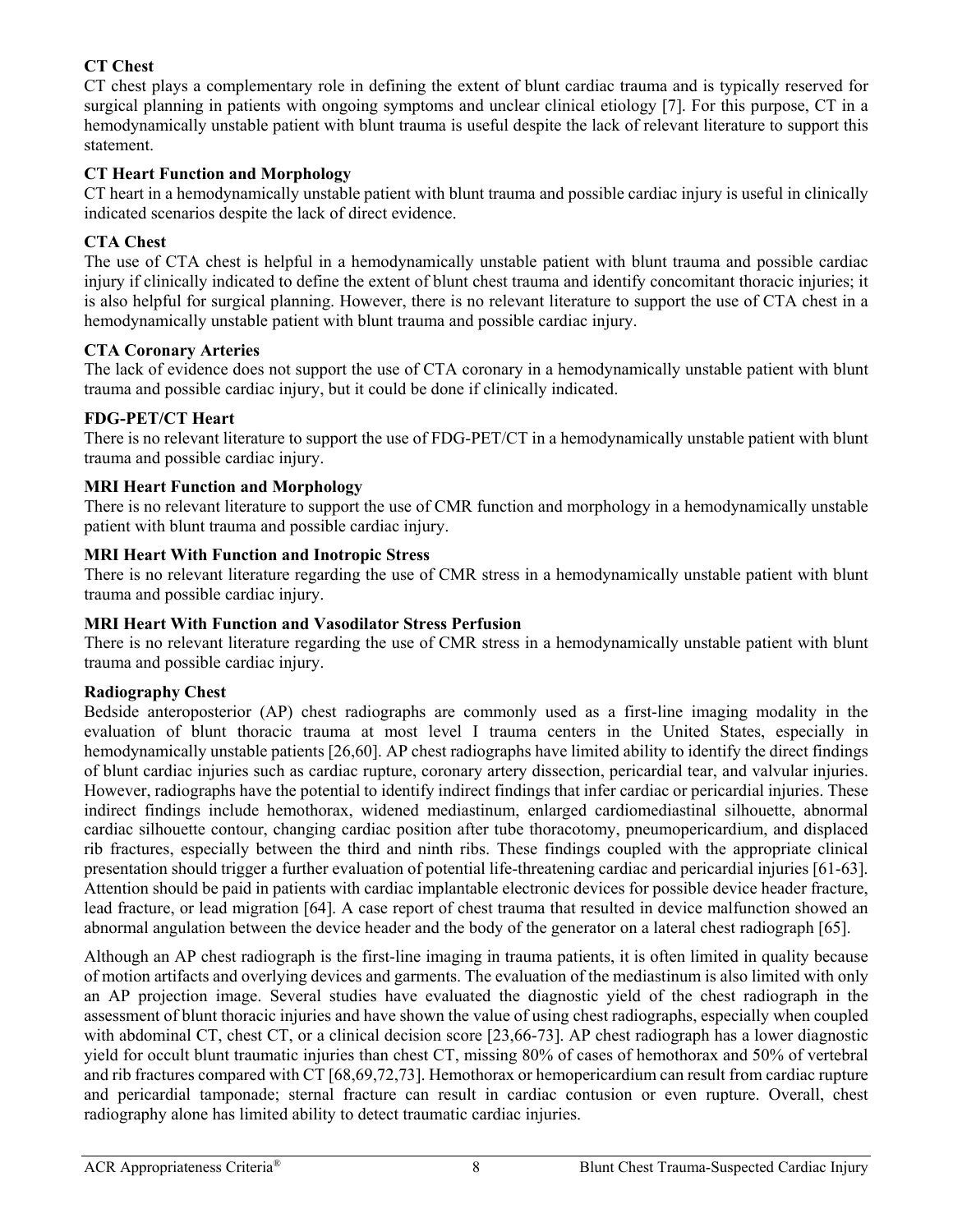**CT Chest**

CT chest plays a complementary role in defining the extent of blunt cardiac trauma and is typically reserved for surgical planning in patients with ongoing symptoms and unclear clinical etiology [7]. For this purpose, CT in a hemodynamically unstable patient with blunt trauma is useful despite the lack of relevant literature to support this statement.

**CT Heart Function and Morphology**

CT heart in a hemodynamically unstable patient with blunt trauma and possible cardiac injury is useful in clinically indicated scenarios despite the lack of direct evidence.

**CTA Chest**

The use of CTA chest is helpful in a hemodynamically unstable patient with blunt trauma and possible cardiac injury if clinically indicated to define the extent of blunt chest trauma and identify concomitant thoracic injuries; it is also helpful for surgical planning. However, there is no relevant literature to support the use of CTA chest in a hemodynamically unstable patient with blunt trauma and possible cardiac injury.

**CTA Coronary Arteries**

The lack of evidence does not support the use of CTA coronary in a hemodynamically unstable patient with blunt trauma and possible cardiac injury, but it could be done if clinically indicated.

**FDG-PET/CT Heart**

There is no relevant literature to support the use of FDG-PET/CT in a hemodynamically unstable patient with blunt trauma and possible cardiac injury.

**MRI Heart Function and Morphology**

There is no relevant literature to support the use of CMR function and morphology in a hemodynamically unstable patient with blunt trauma and possible cardiac injury.

**MRI Heart With Function and Inotropic Stress**

There is no relevant literature regarding the use of CMR stress in a hemodynamically unstable patient with blunt trauma and possible cardiac injury.

**MRI Heart With Function and Vasodilator Stress Perfusion**

There is no relevant literature regarding the use of CMR stress in a hemodynamically unstable patient with blunt trauma and possible cardiac injury.

**Radiography Chest**

Bedside anteroposterior (AP) chest radiographs are commonly used as a first-line imaging modality in the evaluation of blunt thoracic trauma at most level I trauma centers in the United States, especially in hemodynamically unstable patients [26,60]. AP chest radiographs have limited ability to identify the direct findings of blunt cardiac injuries such as cardiac rupture, coronary artery dissection, pericardial tear, and valvular injuries. However, radiographs have the potential to identify indirect findings that infer cardiac or pericardial injuries. These indirect findings include hemothorax, widened mediastinum, enlarged cardiomediastinal silhouette, abnormal cardiac silhouette contour, changing cardiac position after tube thoracotomy, pneumopericardium, and displaced rib fractures, especially between the third and ninth ribs. These findings coupled with the appropriate clinical presentation should trigger a further evaluation of potential life-threatening cardiac and pericardial injuries [61-63]. Attention should be paid in patients with cardiac implantable electronic devices for possible device header fracture, lead fracture, or lead migration [64]. A case report of chest trauma that resulted in device malfunction showed an abnormal angulation between the device header and the body of the generator on a lateral chest radiograph [65].

Although an AP chest radiograph is the first-line imaging in trauma patients, it is often limited in quality because of motion artifacts and overlying devices and garments. The evaluation of the mediastinum is also limited with only an AP projection image. Several studies have evaluated the diagnostic yield of the chest radiograph in the assessment of blunt thoracic injuries and have shown the value of using chest radiographs, especially when coupled with abdominal CT, chest CT, or a clinical decision score [23,66-73]. AP chest radiograph has a lower diagnostic yield for occult blunt traumatic injuries than chest CT, missing 80% of cases of hemothorax and 50% of vertebral and rib fractures compared with CT [68,69,72,73]. Hemothorax or hemopericardium can result from cardiac rupture and pericardial tamponade; sternal fracture can result in cardiac contusion or even rupture. Overall, chest radiography alone has limited ability to detect traumatic cardiac injuries.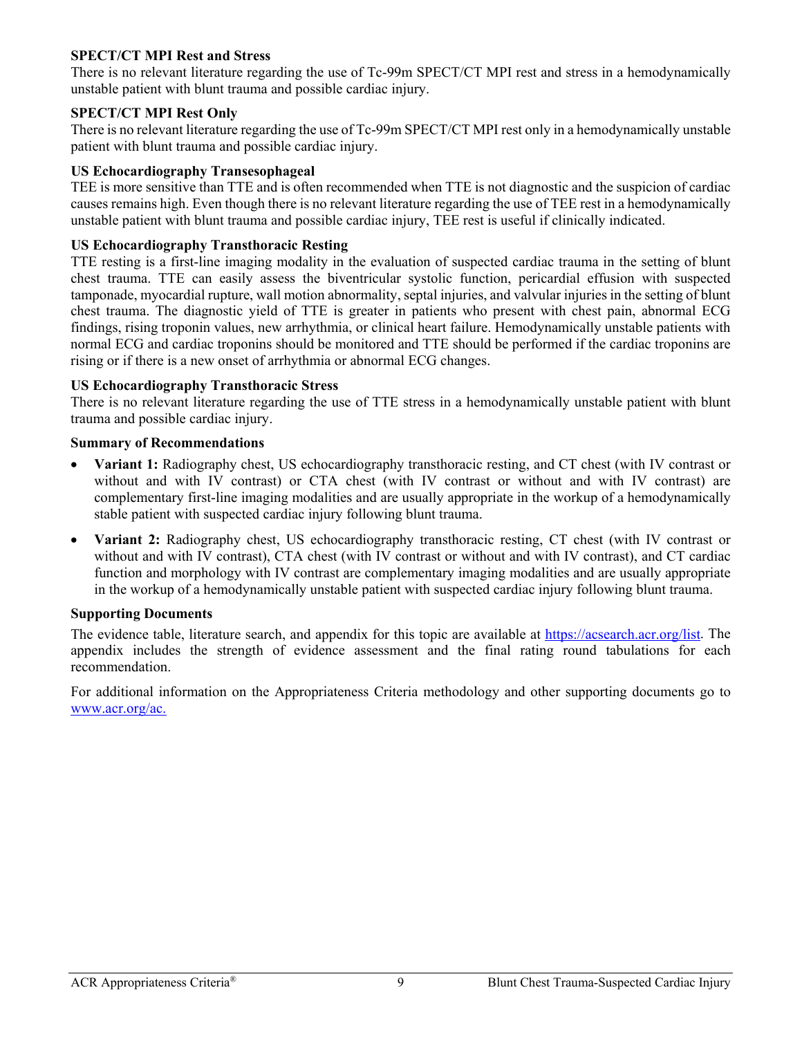### SPECT/CT MPI Rest and Stress

There is no relevant literature regarding the use of Tc-99m SPECT/CT MPI rest and stress in a hemodynamically unstable patient with blunt trauma and possible cardiac injury.

### SPECT/CT MPI Rest Only

There is no relevant literature regarding the use of Tc-99m SPECT/CT MPI rest only in a hemodynamically unstable patient with blunt trauma and possible cardiac injury.

### US Echocardiography Transesophageal

TEE is more sensitive than TTE and is often recommended when TTE is not diagnostic and the suspicion of cardiac causes remains high. Even though there is no relevant literature regarding the use of TEE rest in a hemodynamically unstable patient with blunt trauma and possible cardiac injury, TEE rest is useful if clinically indicated.

### US Echocardiography Transthoracic Resting

TTE resting is a first-line imaging modality in the evaluation of suspected cardiac trauma in the setting of blunt chest trauma. TTE can easily assess the biventricular systolic function, pericardial effusion with suspected tamponade, myocardial rupture, wall motion abnormality, septal injuries, and valvular injuries in the setting of blunt chest trauma. The diagnostic yield of TTE is greater in patients who present with chest pain, abnormal ECG findings, rising troponin values, new arrhythmia, or clinical heart failure. Hemodynamically unstable patients with normal ECG and cardiac troponins should be monitored and TTE should be performed if the cardiac troponins are rising or if there is a new onset of arrhythmia or abnormal ECG changes.

### US Echocardiography Transthoracic Stress

There is no relevant literature regarding the use of TTE stress in a hemodynamically unstable patient with blunt trauma and possible cardiac injury.

### Summary of Recommendations

- **Variant 1:** Radiography chest, US echocardiography transthoracic resting, and CT chest (with IV contrast or without and with IV contrast) or CTA chest (with IV contrast or without and with IV contrast) are complementary first-line imaging modalities and are usually appropriate in the workup of a hemodynamically stable patient with suspected cardiac injury following blunt trauma.
- **Variant 2:** Radiography chest, US echocardiography transthoracic resting, CT chest (with IV contrast or without and with IV contrast), CTA chest (with IV contrast or without and with IV contrast), and CT cardiac function and morphology with IV contrast are complementary imaging modalities and are usually appropriate in the workup of a hemodynamically unstable patient with suspected cardiac injury following blunt trauma.

### Supporting Documents

The evidence table, literature search, and appendix for this topic are available at https://acsearch.acr.org/list. The appendix includes the strength of evidence assessment and the final rating round tabulations for each recommendation.

For additional information on the Appropriateness Criteria methodology and other supporting documents go to www.acr.org/ac.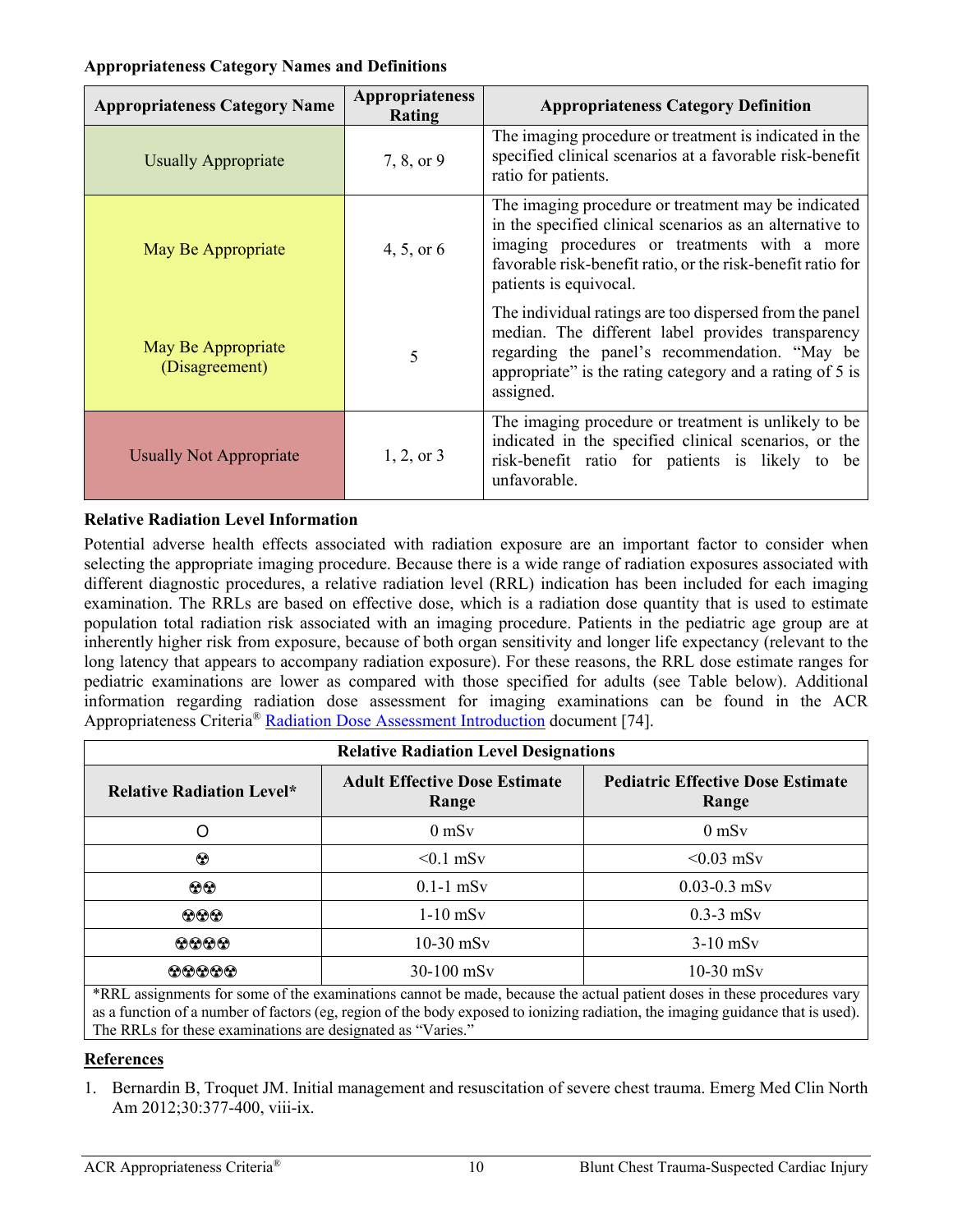**Appropriateness Category Names and Definitions**

| Appropriateness Category Name | Appropriateness Rating | Appropriateness Category Definition |
| --- | --- | --- |
| Usually Appropriate | 7, 8, or 9 | The imaging procedure or treatment is indicated in the specified clinical scenarios at a favorable risk-benefit ratio for patients. |
| May Be Appropriate | 4, 5, or 6 | The imaging procedure or treatment may be indicated in the specified clinical scenarios as an alternative to imaging procedures or treatments with a more favorable risk-benefit ratio, or the risk-benefit ratio for patients is equivocal. |
| May Be Appropriate (Disagreement) | 5 | The individual ratings are too dispersed from the panel median. The different label provides transparency regarding the panel's recommendation. "May be appropriate" is the rating category and a rating of 5 is assigned. |
| Usually Not Appropriate | 1, 2, or 3 | The imaging procedure or treatment is unlikely to be indicated in the specified clinical scenarios, or the risk-benefit ratio for patients is likely to be unfavorable. |

**Relative Radiation Level Information**

Potential adverse health effects associated with radiation exposure are an important factor to consider when selecting the appropriate imaging procedure. Because there is a wide range of radiation exposures associated with different diagnostic procedures, a relative radiation level (RRL) indication has been included for each imaging examination. The RRLs are based on effective dose, which is a radiation dose quantity that is used to estimate population total radiation risk associated with an imaging procedure. Patients in the pediatric age group are at inherently higher risk from exposure, because of both organ sensitivity and longer life expectancy (relevant to the long latency that appears to accompany radiation exposure). For these reasons, the RRL dose estimate ranges for pediatric examinations are lower as compared with those specified for adults (see Table below). Additional information regarding radiation dose assessment for imaging examinations can be found in the ACR Appropriateness Criteria® Radiation Dose Assessment Introduction document [74].

| Relative Radiation Level Designations | | |
| --- | --- | --- |
| **Relative Radiation Level*** | **Adult Effective Dose Estimate Range** | **Pediatric Effective Dose Estimate Range** |
| O | 0 mSv | 0 mSv |
| ☢ | <0.1 mSv | <0.03 mSv |
| ☢☢ | 0.1-1 mSv | 0.03-0.3 mSv |
| ☢☢☢ | 1-10 mSv | 0.3-3 mSv |
| ☢☢☢☢ | 10-30 mSv | 3-10 mSv |
| ☢☢☢☢☢ | 30-100 mSv | 10-30 mSv |

*RRL assignments for some of the examinations cannot be made, because the actual patient doses in these procedures vary as a function of a number of factors (eg, region of the body exposed to ionizing radiation, the imaging guidance that is used). The RRLs for these examinations are designated as "Varies."

**References**

1. Bernardin B, Troquet JM. Initial management and resuscitation of severe chest trauma. Emerg Med Clin North Am 2012;30:377-400, viii-ix.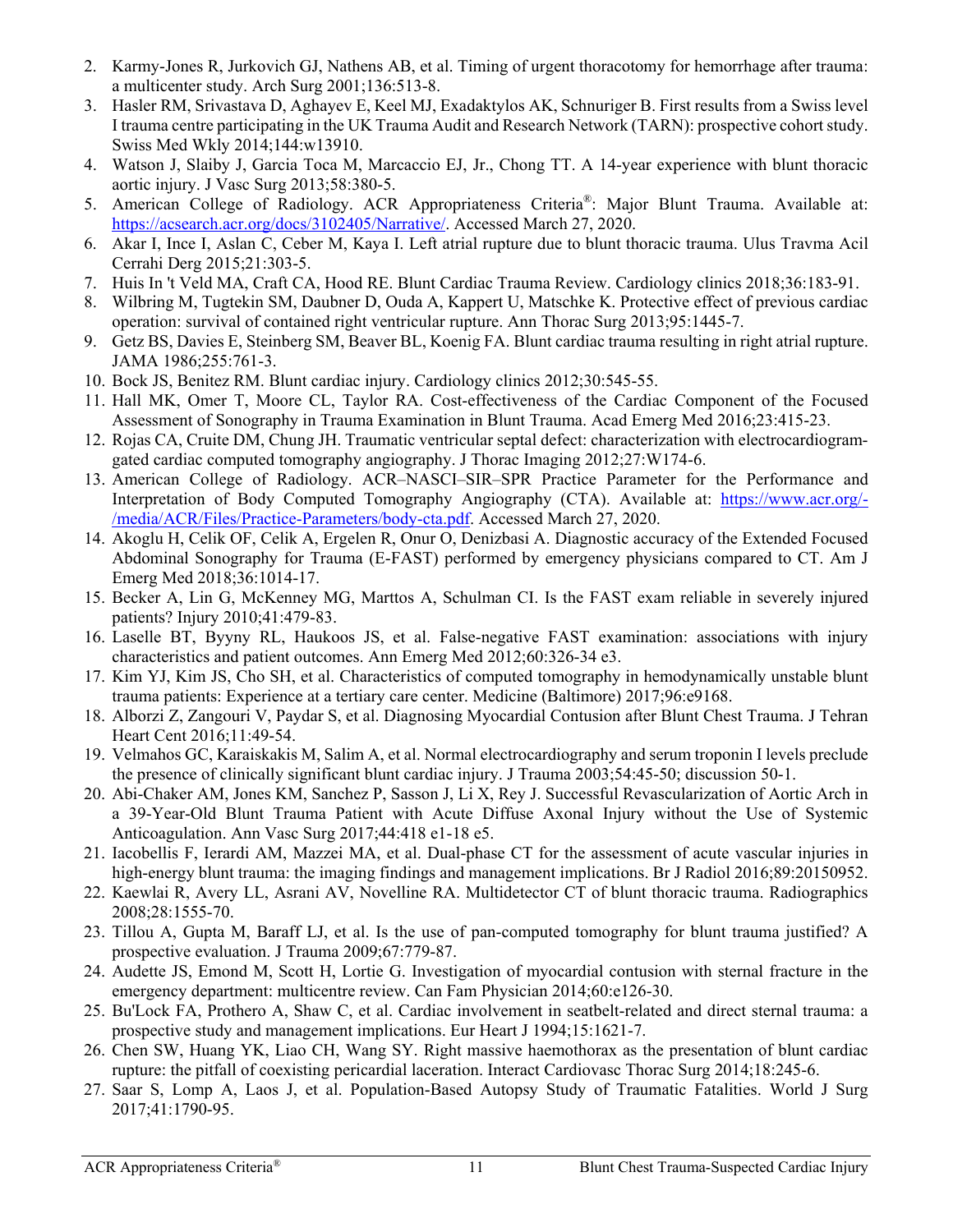2. Karmy-Jones R, Jurkovich GJ, Nathens AB, et al. Timing of urgent thoracotomy for hemorrhage after trauma: a multicenter study. Arch Surg 2001;136:513-8.
3. Hasler RM, Srivastava D, Aghayev E, Keel MJ, Exadaktylos AK, Schnuriger B. First results from a Swiss level I trauma centre participating in the UK Trauma Audit and Research Network (TARN): prospective cohort study. Swiss Med Wkly 2014;144:w13910.
4. Watson J, Slaiby J, Garcia Toca M, Marcaccio EJ, Jr., Chong TT. A 14-year experience with blunt thoracic aortic injury. J Vasc Surg 2013;58:380-5.
5. American College of Radiology. ACR Appropriateness Criteria®: Major Blunt Trauma. Available at: https://acsearch.acr.org/docs/3102405/Narrative/. Accessed March 27, 2020.
6. Akar I, Ince I, Aslan C, Ceber M, Kaya I. Left atrial rupture due to blunt thoracic trauma. Ulus Travma Acil Cerrahi Derg 2015;21:303-5.
7. Huis In 't Veld MA, Craft CA, Hood RE. Blunt Cardiac Trauma Review. Cardiology clinics 2018;36:183-91.
8. Wilbring M, Tugtekin SM, Daubner D, Ouda A, Kappert U, Matschke K. Protective effect of previous cardiac operation: survival of contained right ventricular rupture. Ann Thorac Surg 2013;95:1445-7.
9. Getz BS, Davies E, Steinberg SM, Beaver BL, Koenig FA. Blunt cardiac trauma resulting in right atrial rupture. JAMA 1986;255:761-3.
10. Bock JS, Benitez RM. Blunt cardiac injury. Cardiology clinics 2012;30:545-55.
11. Hall MK, Omer T, Moore CL, Taylor RA. Cost-effectiveness of the Cardiac Component of the Focused Assessment of Sonography in Trauma Examination in Blunt Trauma. Acad Emerg Med 2016;23:415-23.
12. Rojas CA, Cruite DM, Chung JH. Traumatic ventricular septal defect: characterization with electrocardiogram-gated cardiac computed tomography angiography. J Thorac Imaging 2012;27:W174-6.
13. American College of Radiology. ACR–NASCI–SIR–SPR Practice Parameter for the Performance and Interpretation of Body Computed Tomography Angiography (CTA). Available at: https://www.acr.org/-/media/ACR/Files/Practice-Parameters/body-cta.pdf. Accessed March 27, 2020.
14. Akoglu H, Celik OF, Celik A, Ergelen R, Onur O, Denizbasi A. Diagnostic accuracy of the Extended Focused Abdominal Sonography for Trauma (E-FAST) performed by emergency physicians compared to CT. Am J Emerg Med 2018;36:1014-17.
15. Becker A, Lin G, McKenney MG, Marttos A, Schulman CI. Is the FAST exam reliable in severely injured patients? Injury 2010;41:479-83.
16. Laselle BT, Byyny RL, Haukoos JS, et al. False-negative FAST examination: associations with injury characteristics and patient outcomes. Ann Emerg Med 2012;60:326-34 e3.
17. Kim YJ, Kim JS, Cho SH, et al. Characteristics of computed tomography in hemodynamically unstable blunt trauma patients: Experience at a tertiary care center. Medicine (Baltimore) 2017;96:e9168.
18. Alborzi Z, Zangouri V, Paydar S, et al. Diagnosing Myocardial Contusion after Blunt Chest Trauma. J Tehran Heart Cent 2016;11:49-54.
19. Velmahos GC, Karaiskakis M, Salim A, et al. Normal electrocardiography and serum troponin I levels preclude the presence of clinically significant blunt cardiac injury. J Trauma 2003;54:45-50; discussion 50-1.
20. Abi-Chaker AM, Jones KM, Sanchez P, Sasson J, Li X, Rey J. Successful Revascularization of Aortic Arch in a 39-Year-Old Blunt Trauma Patient with Acute Diffuse Axonal Injury without the Use of Systemic Anticoagulation. Ann Vasc Surg 2017;44:418 e1-18 e5.
21. Iacobellis F, Ierardi AM, Mazzei MA, et al. Dual-phase CT for the assessment of acute vascular injuries in high-energy blunt trauma: the imaging findings and management implications. Br J Radiol 2016;89:20150952.
22. Kaewlai R, Avery LL, Asrani AV, Novelline RA. Multidetector CT of blunt thoracic trauma. Radiographics 2008;28:1555-70.
23. Tillou A, Gupta M, Baraff LJ, et al. Is the use of pan-computed tomography for blunt trauma justified? A prospective evaluation. J Trauma 2009;67:779-87.
24. Audette JS, Emond M, Scott H, Lortie G. Investigation of myocardial contusion with sternal fracture in the emergency department: multicentre review. Can Fam Physician 2014;60:e126-30.
25. Bu'Lock FA, Prothero A, Shaw C, et al. Cardiac involvement in seatbelt-related and direct sternal trauma: a prospective study and management implications. Eur Heart J 1994;15:1621-7.
26. Chen SW, Huang YK, Liao CH, Wang SY. Right massive haemothorax as the presentation of blunt cardiac rupture: the pitfall of coexisting pericardial laceration. Interact Cardiovasc Thorac Surg 2014;18:245-6.
27. Saar S, Lomp A, Laos J, et al. Population-Based Autopsy Study of Traumatic Fatalities. World J Surg 2017;41:1790-95.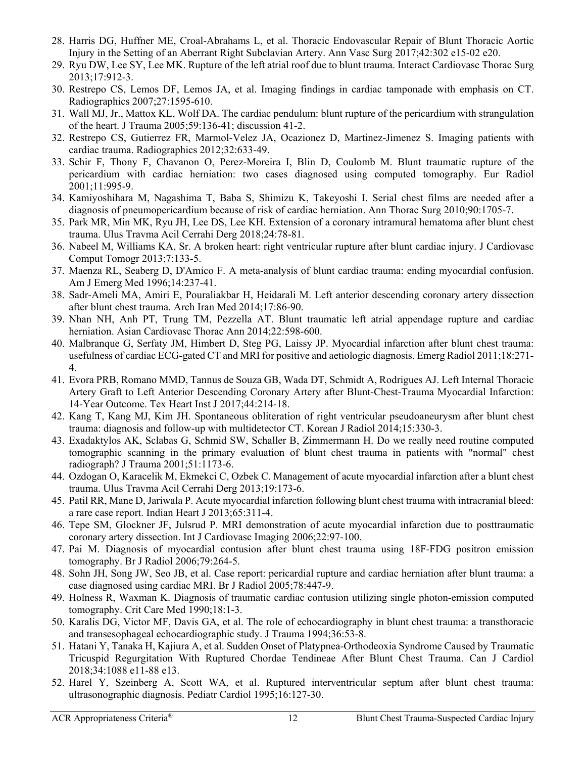28. Harris DG, Huffner ME, Croal-Abrahams L, et al. Thoracic Endovascular Repair of Blunt Thoracic Aortic Injury in the Setting of an Aberrant Right Subclavian Artery. Ann Vasc Surg 2017;42:302 e15-02 e20.
29. Ryu DW, Lee SY, Lee MK. Rupture of the left atrial roof due to blunt trauma. Interact Cardiovasc Thorac Surg 2013;17:912-3.
30. Restrepo CS, Lemos DF, Lemos JA, et al. Imaging findings in cardiac tamponade with emphasis on CT. Radiographics 2007;27:1595-610.
31. Wall MJ, Jr., Mattox KL, Wolf DA. The cardiac pendulum: blunt rupture of the pericardium with strangulation of the heart. J Trauma 2005;59:136-41; discussion 41-2.
32. Restrepo CS, Gutierrez FR, Marmol-Velez JA, Ocazionez D, Martinez-Jimenez S. Imaging patients with cardiac trauma. Radiographics 2012;32:633-49.
33. Schir F, Thony F, Chavanon O, Perez-Moreira I, Blin D, Coulomb M. Blunt traumatic rupture of the pericardium with cardiac herniation: two cases diagnosed using computed tomography. Eur Radiol 2001;11:995-9.
34. Kamiyoshihara M, Nagashima T, Baba S, Shimizu K, Takeyoshi I. Serial chest films are needed after a diagnosis of pneumopericardium because of risk of cardiac herniation. Ann Thorac Surg 2010;90:1705-7.
35. Park MR, Min MK, Ryu JH, Lee DS, Lee KH. Extension of a coronary intramural hematoma after blunt chest trauma. Ulus Travma Acil Cerrahi Derg 2018;24:78-81.
36. Nabeel M, Williams KA, Sr. A broken heart: right ventricular rupture after blunt cardiac injury. J Cardiovasc Comput Tomogr 2013;7:133-5.
37. Maenza RL, Seaberg D, D'Amico F. A meta-analysis of blunt cardiac trauma: ending myocardial confusion. Am J Emerg Med 1996;14:237-41.
38. Sadr-Ameli MA, Amiri E, Pouraliakbar H, Heidarali M. Left anterior descending coronary artery dissection after blunt chest trauma. Arch Iran Med 2014;17:86-90.
39. Nhan NH, Anh PT, Trung TM, Pezzella AT. Blunt traumatic left atrial appendage rupture and cardiac herniation. Asian Cardiovasc Thorac Ann 2014;22:598-600.
40. Malbranque G, Serfaty JM, Himbert D, Steg PG, Laissy JP. Myocardial infarction after blunt chest trauma: usefulness of cardiac ECG-gated CT and MRI for positive and aetiologic diagnosis. Emerg Radiol 2011;18:271-4.
41. Evora PRB, Romano MMD, Tannus de Souza GB, Wada DT, Schmidt A, Rodrigues AJ. Left Internal Thoracic Artery Graft to Left Anterior Descending Coronary Artery after Blunt-Chest-Trauma Myocardial Infarction: 14-Year Outcome. Tex Heart Inst J 2017;44:214-18.
42. Kang T, Kang MJ, Kim JH. Spontaneous obliteration of right ventricular pseudoaneurysm after blunt chest trauma: diagnosis and follow-up with multidetector CT. Korean J Radiol 2014;15:330-3.
43. Exadaktylos AK, Sclabas G, Schmid SW, Schaller B, Zimmermann H. Do we really need routine computed tomographic scanning in the primary evaluation of blunt chest trauma in patients with "normal" chest radiograph? J Trauma 2001;51:1173-6.
44. Ozdogan O, Karacelik M, Ekmekci C, Ozbek C. Management of acute myocardial infarction after a blunt chest trauma. Ulus Travma Acil Cerrahi Derg 2013;19:173-6.
45. Patil RR, Mane D, Jariwala P. Acute myocardial infarction following blunt chest trauma with intracranial bleed: a rare case report. Indian Heart J 2013;65:311-4.
46. Tepe SM, Glockner JF, Julsrud P. MRI demonstration of acute myocardial infarction due to posttraumatic coronary artery dissection. Int J Cardiovasc Imaging 2006;22:97-100.
47. Pai M. Diagnosis of myocardial contusion after blunt chest trauma using 18F-FDG positron emission tomography. Br J Radiol 2006;79:264-5.
48. Sohn JH, Song JW, Seo JB, et al. Case report: pericardial rupture and cardiac herniation after blunt trauma: a case diagnosed using cardiac MRI. Br J Radiol 2005;78:447-9.
49. Holness R, Waxman K. Diagnosis of traumatic cardiac contusion utilizing single photon-emission computed tomography. Crit Care Med 1990;18:1-3.
50. Karalis DG, Victor MF, Davis GA, et al. The role of echocardiography in blunt chest trauma: a transthoracic and transesophageal echocardiographic study. J Trauma 1994;36:53-8.
51. Hatani Y, Tanaka H, Kajiura A, et al. Sudden Onset of Platypnea-Orthodeoxia Syndrome Caused by Traumatic Tricuspid Regurgitation With Ruptured Chordae Tendineae After Blunt Chest Trauma. Can J Cardiol 2018;34:1088 e11-88 e13.
52. Harel Y, Szeinberg A, Scott WA, et al. Ruptured interventricular septum after blunt chest trauma: ultrasonographic diagnosis. Pediatr Cardiol 1995;16:127-30.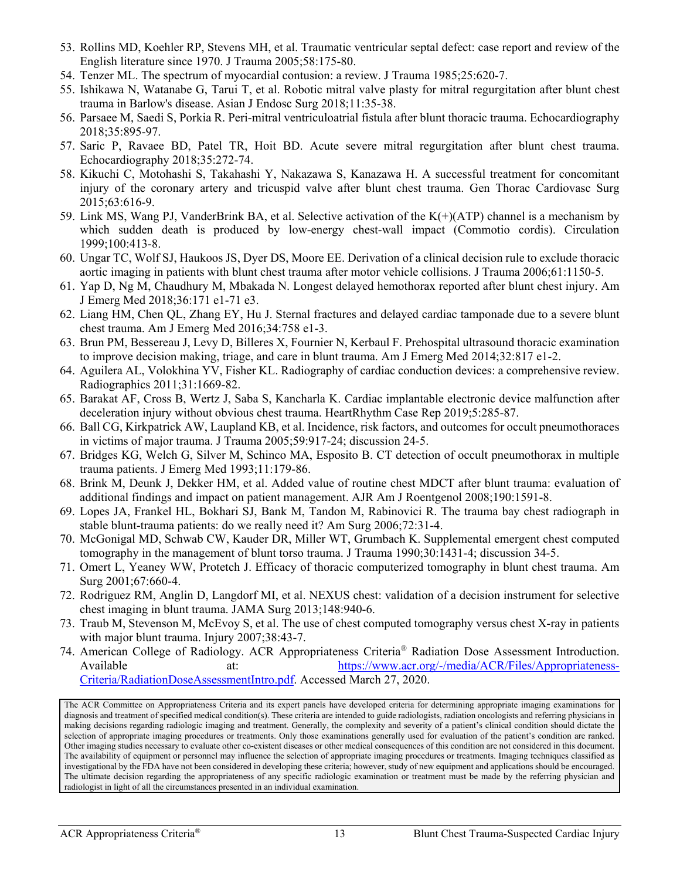53. Rollins MD, Koehler RP, Stevens MH, et al. Traumatic ventricular septal defect: case report and review of the English literature since 1970. J Trauma 2005;58:175-80.
54. Tenzer ML. The spectrum of myocardial contusion: a review. J Trauma 1985;25:620-7.
55. Ishikawa N, Watanabe G, Tarui T, et al. Robotic mitral valve plasty for mitral regurgitation after blunt chest trauma in Barlow's disease. Asian J Endosc Surg 2018;11:35-38.
56. Parsaee M, Saedi S, Porkia R. Peri-mitral ventriculoatrial fistula after blunt thoracic trauma. Echocardiography 2018;35:895-97.
57. Saric P, Ravaee BD, Patel TR, Hoit BD. Acute severe mitral regurgitation after blunt chest trauma. Echocardiography 2018;35:272-74.
58. Kikuchi C, Motohashi S, Takahashi Y, Nakazawa S, Kanazawa H. A successful treatment for concomitant injury of the coronary artery and tricuspid valve after blunt chest trauma. Gen Thorac Cardiovasc Surg 2015;63:616-9.
59. Link MS, Wang PJ, VanderBrink BA, et al. Selective activation of the K(+)(ATP) channel is a mechanism by which sudden death is produced by low-energy chest-wall impact (Commotio cordis). Circulation 1999;100:413-8.
60. Ungar TC, Wolf SJ, Haukoos JS, Dyer DS, Moore EE. Derivation of a clinical decision rule to exclude thoracic aortic imaging in patients with blunt chest trauma after motor vehicle collisions. J Trauma 2006;61:1150-5.
61. Yap D, Ng M, Chaudhury M, Mbakada N. Longest delayed hemothorax reported after blunt chest injury. Am J Emerg Med 2018;36:171 e1-71 e3.
62. Liang HM, Chen QL, Zhang EY, Hu J. Sternal fractures and delayed cardiac tamponade due to a severe blunt chest trauma. Am J Emerg Med 2016;34:758 e1-3.
63. Brun PM, Bessereau J, Levy D, Billeres X, Fournier N, Kerbaul F. Prehospital ultrasound thoracic examination to improve decision making, triage, and care in blunt trauma. Am J Emerg Med 2014;32:817 e1-2.
64. Aguilera AL, Volokhina YV, Fisher KL. Radiography of cardiac conduction devices: a comprehensive review. Radiographics 2011;31:1669-82.
65. Barakat AF, Cross B, Wertz J, Saba S, Kancharla K. Cardiac implantable electronic device malfunction after deceleration injury without obvious chest trauma. HeartRhythm Case Rep 2019;5:285-87.
66. Ball CG, Kirkpatrick AW, Laupland KB, et al. Incidence, risk factors, and outcomes for occult pneumothoraces in victims of major trauma. J Trauma 2005;59:917-24; discussion 24-5.
67. Bridges KG, Welch G, Silver M, Schinco MA, Esposito B. CT detection of occult pneumothorax in multiple trauma patients. J Emerg Med 1993;11:179-86.
68. Brink M, Deunk J, Dekker HM, et al. Added value of routine chest MDCT after blunt trauma: evaluation of additional findings and impact on patient management. AJR Am J Roentgenol 2008;190:1591-8.
69. Lopes JA, Frankel HL, Bokhari SJ, Bank M, Tandon M, Rabinovici R. The trauma bay chest radiograph in stable blunt-trauma patients: do we really need it? Am Surg 2006;72:31-4.
70. McGonigal MD, Schwab CW, Kauder DR, Miller WT, Grumbach K. Supplemental emergent chest computed tomography in the management of blunt torso trauma. J Trauma 1990;30:1431-4; discussion 34-5.
71. Omert L, Yeaney WW, Protetch J. Efficacy of thoracic computerized tomography in blunt chest trauma. Am Surg 2001;67:660-4.
72. Rodriguez RM, Anglin D, Langdorf MI, et al. NEXUS chest: validation of a decision instrument for selective chest imaging in blunt trauma. JAMA Surg 2013;148:940-6.
73. Traub M, Stevenson M, McEvoy S, et al. The use of chest computed tomography versus chest X-ray in patients with major blunt trauma. Injury 2007;38:43-7.
74. American College of Radiology. ACR Appropriateness Criteria® Radiation Dose Assessment Introduction. Available at: https://www.acr.org/-/media/ACR/Files/Appropriateness-Criteria/RadiationDoseAssessmentIntro.pdf. Accessed March 27, 2020.

The ACR Committee on Appropriateness Criteria and its expert panels have developed criteria for determining appropriate imaging examinations for diagnosis and treatment of specified medical condition(s). These criteria are intended to guide radiologists, radiation oncologists and referring physicians in making decisions regarding radiologic imaging and treatment. Generally, the complexity and severity of a patient's clinical condition should dictate the selection of appropriate imaging procedures or treatments. Only those examinations generally used for evaluation of the patient's condition are ranked. Other imaging studies necessary to evaluate other co-existent diseases or other medical consequences of this condition are not considered in this document. The availability of equipment or personnel may influence the selection of appropriate imaging procedures or treatments. Imaging techniques classified as investigational by the FDA have not been considered in developing these criteria; however, study of new equipment and applications should be encouraged. The ultimate decision regarding the appropriateness of any specific radiologic examination or treatment must be made by the referring physician and radiologist in light of all the circumstances presented in an individual examination.